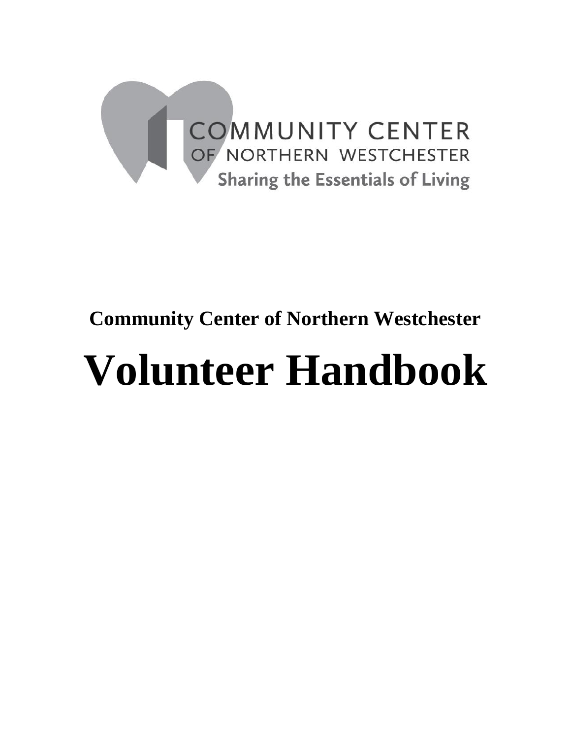COMMUNITY CENTER
OF NORTHERN WESTCHESTER
Sharing the Essentials of Living

**Community Center of Northern Westchester**

# Volunteer Handbook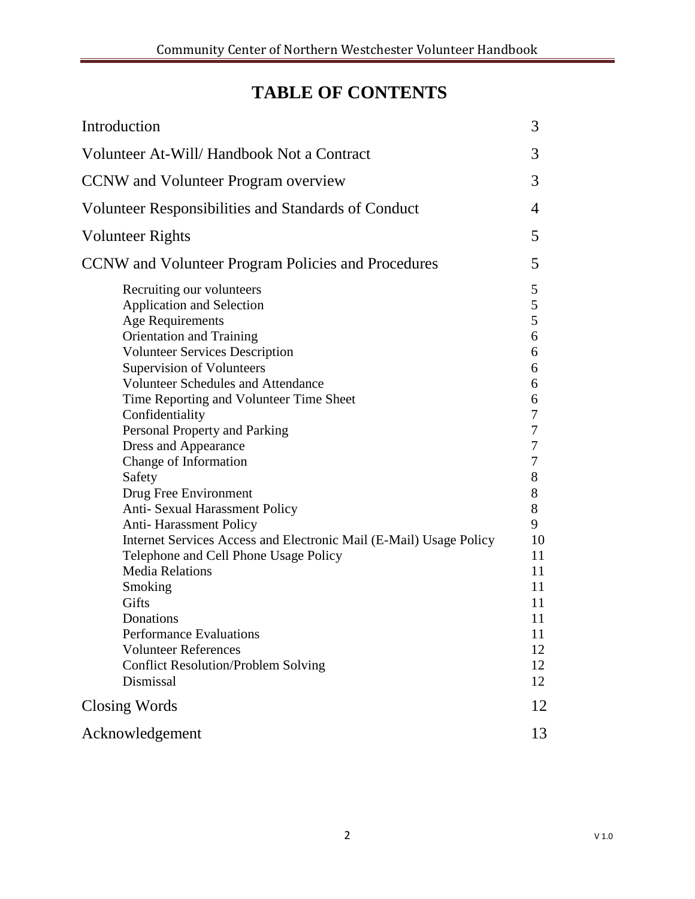# TABLE OF CONTENTS

| | |
|---|---|
| Introduction | 3 |
| Volunteer At-Will/ Handbook Not a Contract | 3 |
| CCNW and Volunteer Program overview | 3 |
| Volunteer Responsibilities and Standards of Conduct | 4 |
| Volunteer Rights | 5 |
| CCNW and Volunteer Program Policies and Procedures | 5 |
| Recruiting our volunteers | 5 |
| Application and Selection | 5 |
| Age Requirements | 5 |
| Orientation and Training | 6 |
| Volunteer Services Description | 6 |
| Supervision of Volunteers | 6 |
| Volunteer Schedules and Attendance | 6 |
| Time Reporting and Volunteer Time Sheet | 6 |
| Confidentiality | 7 |
| Personal Property and Parking | 7 |
| Dress and Appearance | 7 |
| Change of Information | 7 |
| Safety | 8 |
| Drug Free Environment | 8 |
| Anti- Sexual Harassment Policy | 8 |
| Anti- Harassment Policy | 9 |
| Internet Services Access and Electronic Mail (E-Mail) Usage Policy | 10 |
| Telephone and Cell Phone Usage Policy | 11 |
| Media Relations | 11 |
| Smoking | 11 |
| Gifts | 11 |
| Donations | 11 |
| Performance Evaluations | 11 |
| Volunteer References | 12 |
| Conflict Resolution/Problem Solving | 12 |
| Dismissal | 12 |
| Closing Words | 12 |
| Acknowledgement | 13 |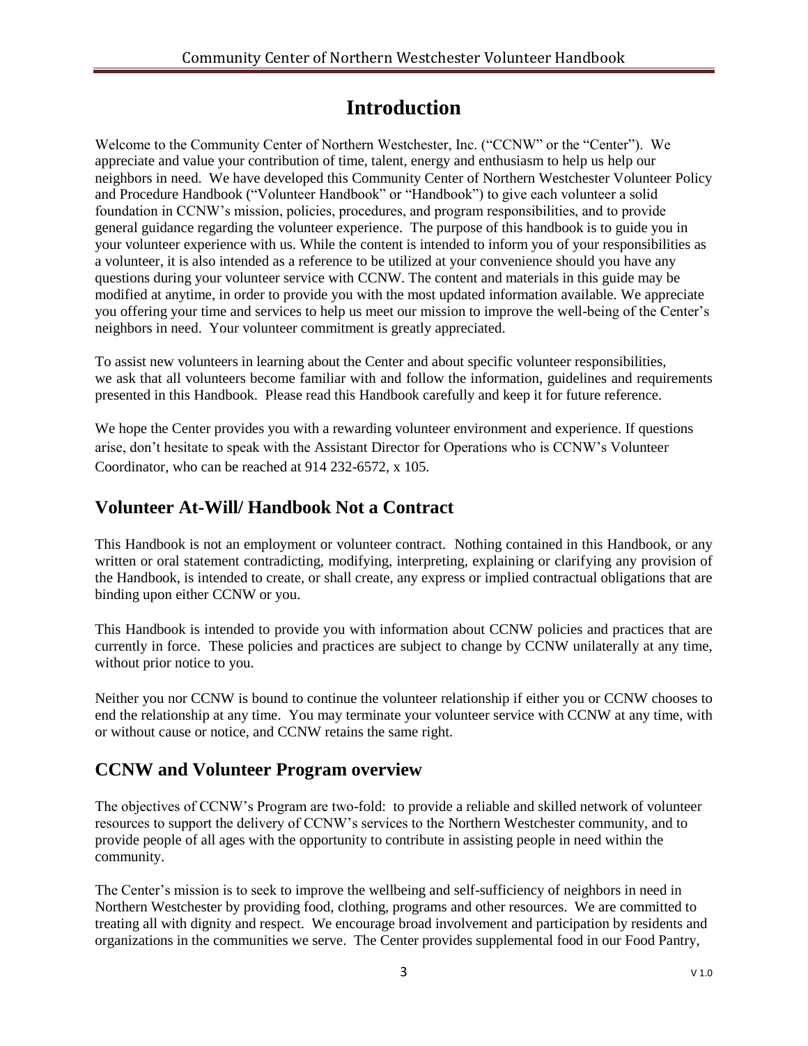# Introduction

Welcome to the Community Center of Northern Westchester, Inc. ("CCNW" or the "Center"). We appreciate and value your contribution of time, talent, energy and enthusiasm to help us help our neighbors in need. We have developed this Community Center of Northern Westchester Volunteer Policy and Procedure Handbook ("Volunteer Handbook" or "Handbook") to give each volunteer a solid foundation in CCNW's mission, policies, procedures, and program responsibilities, and to provide general guidance regarding the volunteer experience. The purpose of this handbook is to guide you in your volunteer experience with us. While the content is intended to inform you of your responsibilities as a volunteer, it is also intended as a reference to be utilized at your convenience should you have any questions during your volunteer service with CCNW. The content and materials in this guide may be modified at anytime, in order to provide you with the most updated information available. We appreciate you offering your time and services to help us meet our mission to improve the well-being of the Center's neighbors in need. Your volunteer commitment is greatly appreciated.

To assist new volunteers in learning about the Center and about specific volunteer responsibilities, we ask that all volunteers become familiar with and follow the information, guidelines and requirements presented in this Handbook. Please read this Handbook carefully and keep it for future reference.

We hope the Center provides you with a rewarding volunteer environment and experience. If questions arise, don't hesitate to speak with the Assistant Director for Operations who is CCNW's Volunteer Coordinator, who can be reached at 914 232-6572, x 105.

## Volunteer At-Will/ Handbook Not a Contract

This Handbook is not an employment or volunteer contract. Nothing contained in this Handbook, or any written or oral statement contradicting, modifying, interpreting, explaining or clarifying any provision of the Handbook, is intended to create, or shall create, any express or implied contractual obligations that are binding upon either CCNW or you.

This Handbook is intended to provide you with information about CCNW policies and practices that are currently in force. These policies and practices are subject to change by CCNW unilaterally at any time, without prior notice to you.

Neither you nor CCNW is bound to continue the volunteer relationship if either you or CCNW chooses to end the relationship at any time. You may terminate your volunteer service with CCNW at any time, with or without cause or notice, and CCNW retains the same right.

## CCNW and Volunteer Program overview

The objectives of CCNW's Program are two-fold: to provide a reliable and skilled network of volunteer resources to support the delivery of CCNW's services to the Northern Westchester community, and to provide people of all ages with the opportunity to contribute in assisting people in need within the community.

The Center's mission is to seek to improve the wellbeing and self-sufficiency of neighbors in need in Northern Westchester by providing food, clothing, programs and other resources. We are committed to treating all with dignity and respect. We encourage broad involvement and participation by residents and organizations in the communities we serve. The Center provides supplemental food in our Food Pantry,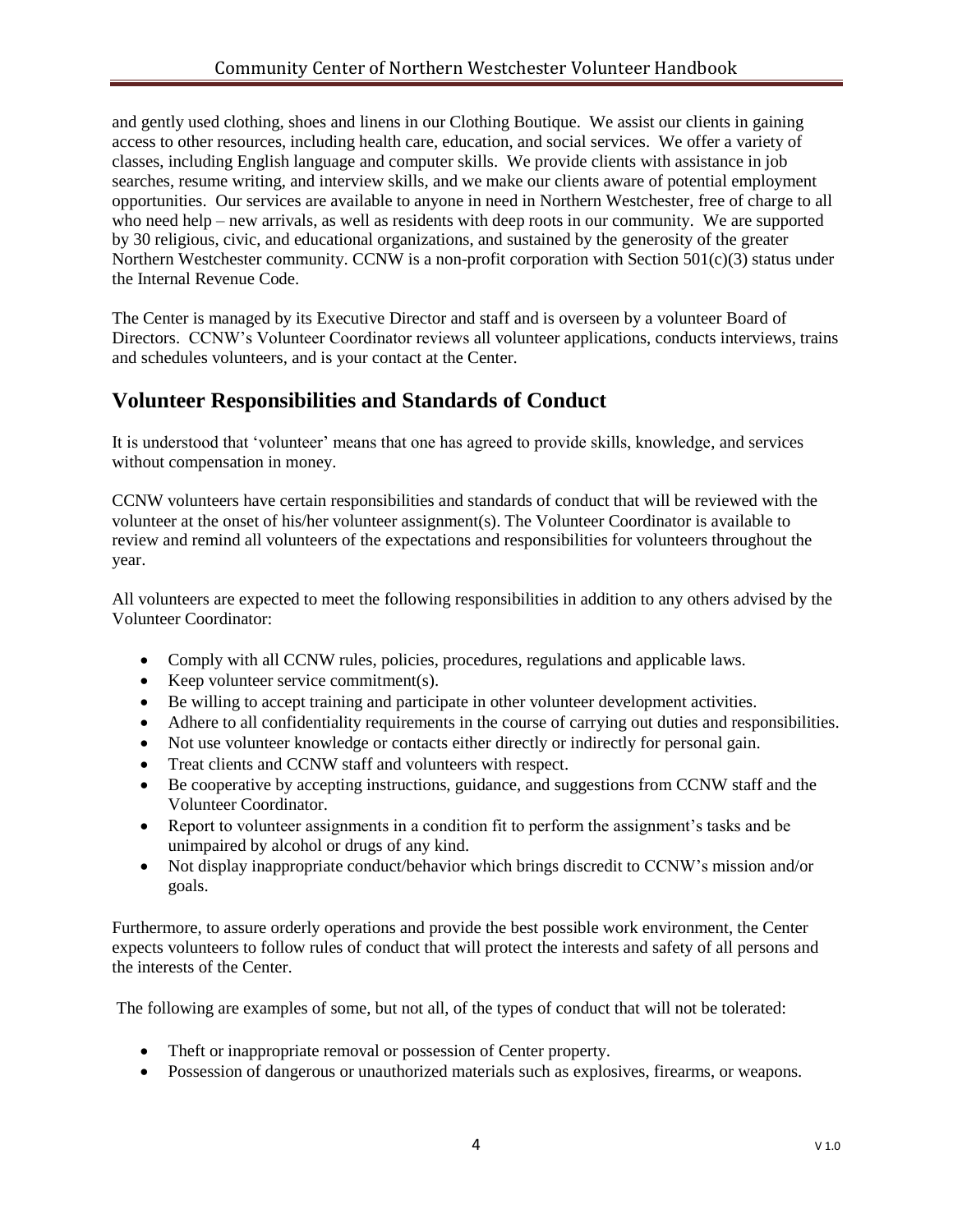and gently used clothing, shoes and linens in our Clothing Boutique. We assist our clients in gaining access to other resources, including health care, education, and social services. We offer a variety of classes, including English language and computer skills. We provide clients with assistance in job searches, resume writing, and interview skills, and we make our clients aware of potential employment opportunities. Our services are available to anyone in need in Northern Westchester, free of charge to all who need help – new arrivals, as well as residents with deep roots in our community. We are supported by 30 religious, civic, and educational organizations, and sustained by the generosity of the greater Northern Westchester community. CCNW is a non-profit corporation with Section 501(c)(3) status under the Internal Revenue Code.

The Center is managed by its Executive Director and staff and is overseen by a volunteer Board of Directors. CCNW's Volunteer Coordinator reviews all volunteer applications, conducts interviews, trains and schedules volunteers, and is your contact at the Center.

## Volunteer Responsibilities and Standards of Conduct

It is understood that 'volunteer' means that one has agreed to provide skills, knowledge, and services without compensation in money.

CCNW volunteers have certain responsibilities and standards of conduct that will be reviewed with the volunteer at the onset of his/her volunteer assignment(s). The Volunteer Coordinator is available to review and remind all volunteers of the expectations and responsibilities for volunteers throughout the year.

All volunteers are expected to meet the following responsibilities in addition to any others advised by the Volunteer Coordinator:

- Comply with all CCNW rules, policies, procedures, regulations and applicable laws.
- Keep volunteer service commitment(s).
- Be willing to accept training and participate in other volunteer development activities.
- Adhere to all confidentiality requirements in the course of carrying out duties and responsibilities.
- Not use volunteer knowledge or contacts either directly or indirectly for personal gain.
- Treat clients and CCNW staff and volunteers with respect.
- Be cooperative by accepting instructions, guidance, and suggestions from CCNW staff and the Volunteer Coordinator.
- Report to volunteer assignments in a condition fit to perform the assignment's tasks and be unimpaired by alcohol or drugs of any kind.
- Not display inappropriate conduct/behavior which brings discredit to CCNW's mission and/or goals.

Furthermore, to assure orderly operations and provide the best possible work environment, the Center expects volunteers to follow rules of conduct that will protect the interests and safety of all persons and the interests of the Center.

The following are examples of some, but not all, of the types of conduct that will not be tolerated:

- Theft or inappropriate removal or possession of Center property.
- Possession of dangerous or unauthorized materials such as explosives, firearms, or weapons.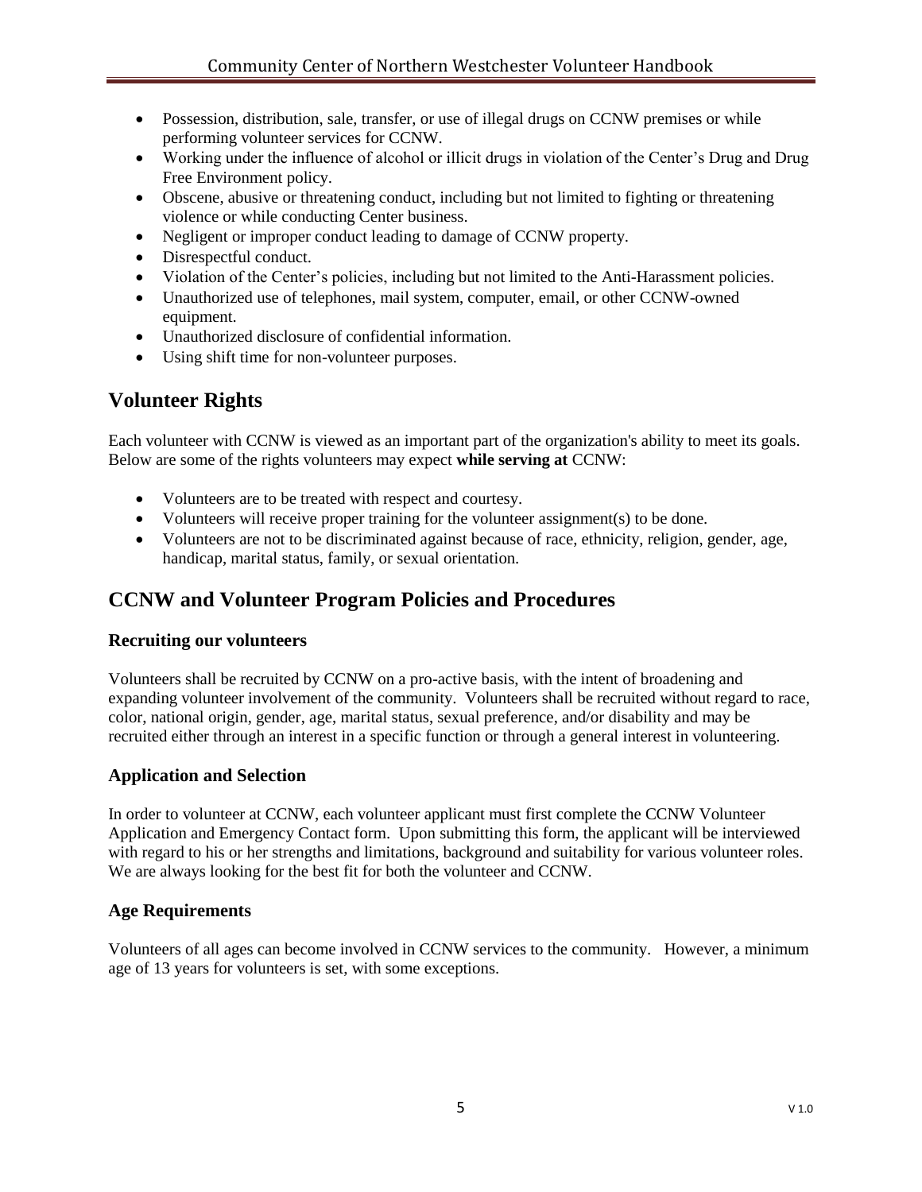- Possession, distribution, sale, transfer, or use of illegal drugs on CCNW premises or while performing volunteer services for CCNW.
- Working under the influence of alcohol or illicit drugs in violation of the Center's Drug and Drug Free Environment policy.
- Obscene, abusive or threatening conduct, including but not limited to fighting or threatening violence or while conducting Center business.
- Negligent or improper conduct leading to damage of CCNW property.
- Disrespectful conduct.
- Violation of the Center's policies, including but not limited to the Anti-Harassment policies.
- Unauthorized use of telephones, mail system, computer, email, or other CCNW-owned equipment.
- Unauthorized disclosure of confidential information.
- Using shift time for non-volunteer purposes.

## Volunteer Rights

Each volunteer with CCNW is viewed as an important part of the organization's ability to meet its goals. Below are some of the rights volunteers may expect **while serving at** CCNW:

- Volunteers are to be treated with respect and courtesy.
- Volunteers will receive proper training for the volunteer assignment(s) to be done.
- Volunteers are not to be discriminated against because of race, ethnicity, religion, gender, age, handicap, marital status, family, or sexual orientation.

## CCNW and Volunteer Program Policies and Procedures

### Recruiting our volunteers

Volunteers shall be recruited by CCNW on a pro-active basis, with the intent of broadening and expanding volunteer involvement of the community. Volunteers shall be recruited without regard to race, color, national origin, gender, age, marital status, sexual preference, and/or disability and may be recruited either through an interest in a specific function or through a general interest in volunteering.

### Application and Selection

In order to volunteer at CCNW, each volunteer applicant must first complete the CCNW Volunteer Application and Emergency Contact form. Upon submitting this form, the applicant will be interviewed with regard to his or her strengths and limitations, background and suitability for various volunteer roles. We are always looking for the best fit for both the volunteer and CCNW.

### Age Requirements

Volunteers of all ages can become involved in CCNW services to the community. However, a minimum age of 13 years for volunteers is set, with some exceptions.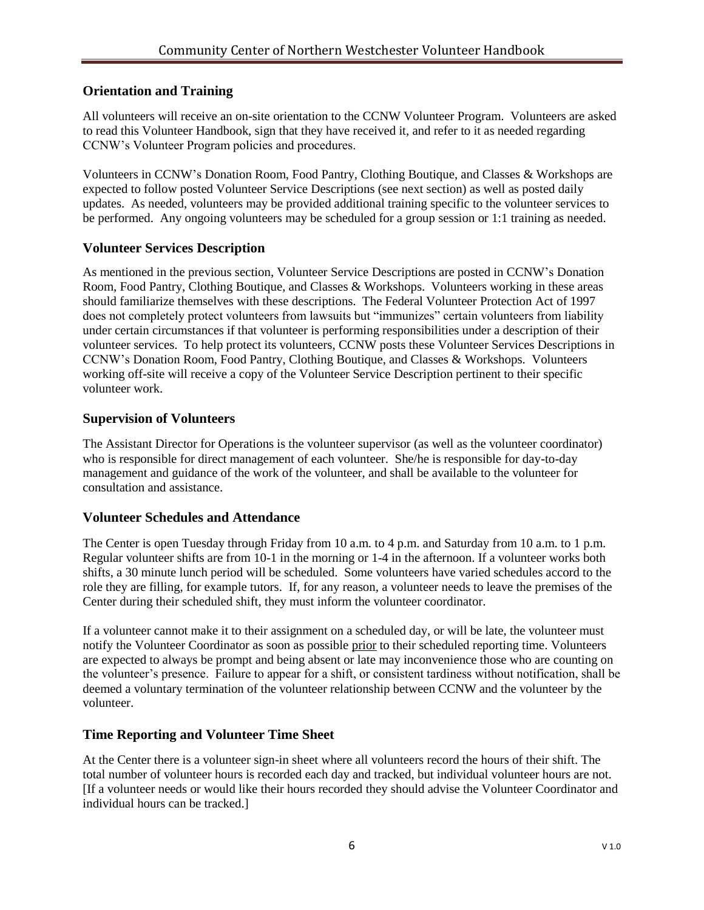## Orientation and Training

All volunteers will receive an on-site orientation to the CCNW Volunteer Program. Volunteers are asked to read this Volunteer Handbook, sign that they have received it, and refer to it as needed regarding CCNW's Volunteer Program policies and procedures.

Volunteers in CCNW's Donation Room, Food Pantry, Clothing Boutique, and Classes & Workshops are expected to follow posted Volunteer Service Descriptions (see next section) as well as posted daily updates. As needed, volunteers may be provided additional training specific to the volunteer services to be performed. Any ongoing volunteers may be scheduled for a group session or 1:1 training as needed.

## Volunteer Services Description

As mentioned in the previous section, Volunteer Service Descriptions are posted in CCNW's Donation Room, Food Pantry, Clothing Boutique, and Classes & Workshops. Volunteers working in these areas should familiarize themselves with these descriptions. The Federal Volunteer Protection Act of 1997 does not completely protect volunteers from lawsuits but "immunizes" certain volunteers from liability under certain circumstances if that volunteer is performing responsibilities under a description of their volunteer services. To help protect its volunteers, CCNW posts these Volunteer Services Descriptions in CCNW's Donation Room, Food Pantry, Clothing Boutique, and Classes & Workshops. Volunteers working off-site will receive a copy of the Volunteer Service Description pertinent to their specific volunteer work.

## Supervision of Volunteers

The Assistant Director for Operations is the volunteer supervisor (as well as the volunteer coordinator) who is responsible for direct management of each volunteer. She/he is responsible for day-to-day management and guidance of the work of the volunteer, and shall be available to the volunteer for consultation and assistance.

## Volunteer Schedules and Attendance

The Center is open Tuesday through Friday from 10 a.m. to 4 p.m. and Saturday from 10 a.m. to 1 p.m. Regular volunteer shifts are from 10-1 in the morning or 1-4 in the afternoon. If a volunteer works both shifts, a 30 minute lunch period will be scheduled. Some volunteers have varied schedules accord to the role they are filling, for example tutors. If, for any reason, a volunteer needs to leave the premises of the Center during their scheduled shift, they must inform the volunteer coordinator.

If a volunteer cannot make it to their assignment on a scheduled day, or will be late, the volunteer must notify the Volunteer Coordinator as soon as possible <u>prior</u> to their scheduled reporting time. Volunteers are expected to always be prompt and being absent or late may inconvenience those who are counting on the volunteer's presence. Failure to appear for a shift, or consistent tardiness without notification, shall be deemed a voluntary termination of the volunteer relationship between CCNW and the volunteer by the volunteer.

## Time Reporting and Volunteer Time Sheet

At the Center there is a volunteer sign-in sheet where all volunteers record the hours of their shift. The total number of volunteer hours is recorded each day and tracked, but individual volunteer hours are not. [If a volunteer needs or would like their hours recorded they should advise the Volunteer Coordinator and individual hours can be tracked.]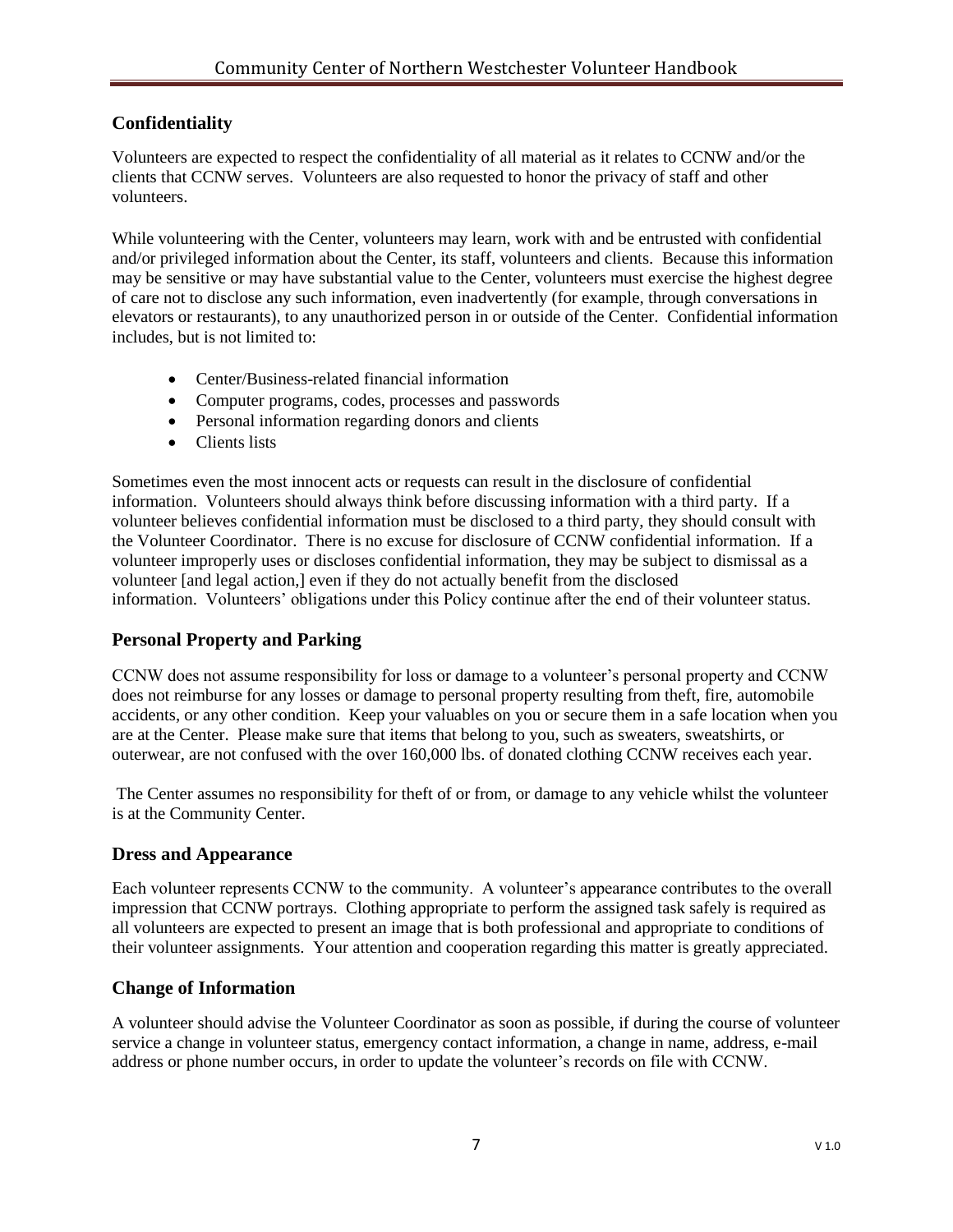## Confidentiality

Volunteers are expected to respect the confidentiality of all material as it relates to CCNW and/or the clients that CCNW serves. Volunteers are also requested to honor the privacy of staff and other volunteers.

While volunteering with the Center, volunteers may learn, work with and be entrusted with confidential and/or privileged information about the Center, its staff, volunteers and clients. Because this information may be sensitive or may have substantial value to the Center, volunteers must exercise the highest degree of care not to disclose any such information, even inadvertently (for example, through conversations in elevators or restaurants), to any unauthorized person in or outside of the Center. Confidential information includes, but is not limited to:

- Center/Business-related financial information
- Computer programs, codes, processes and passwords
- Personal information regarding donors and clients
- Clients lists

Sometimes even the most innocent acts or requests can result in the disclosure of confidential information. Volunteers should always think before discussing information with a third party. If a volunteer believes confidential information must be disclosed to a third party, they should consult with the Volunteer Coordinator. There is no excuse for disclosure of CCNW confidential information. If a volunteer improperly uses or discloses confidential information, they may be subject to dismissal as a volunteer [and legal action,] even if they do not actually benefit from the disclosed information. Volunteers' obligations under this Policy continue after the end of their volunteer status.

## Personal Property and Parking

CCNW does not assume responsibility for loss or damage to a volunteer's personal property and CCNW does not reimburse for any losses or damage to personal property resulting from theft, fire, automobile accidents, or any other condition. Keep your valuables on you or secure them in a safe location when you are at the Center. Please make sure that items that belong to you, such as sweaters, sweatshirts, or outerwear, are not confused with the over 160,000 lbs. of donated clothing CCNW receives each year.

The Center assumes no responsibility for theft of or from, or damage to any vehicle whilst the volunteer is at the Community Center.

## Dress and Appearance

Each volunteer represents CCNW to the community. A volunteer's appearance contributes to the overall impression that CCNW portrays. Clothing appropriate to perform the assigned task safely is required as all volunteers are expected to present an image that is both professional and appropriate to conditions of their volunteer assignments. Your attention and cooperation regarding this matter is greatly appreciated.

## Change of Information

A volunteer should advise the Volunteer Coordinator as soon as possible, if during the course of volunteer service a change in volunteer status, emergency contact information, a change in name, address, e-mail address or phone number occurs, in order to update the volunteer's records on file with CCNW.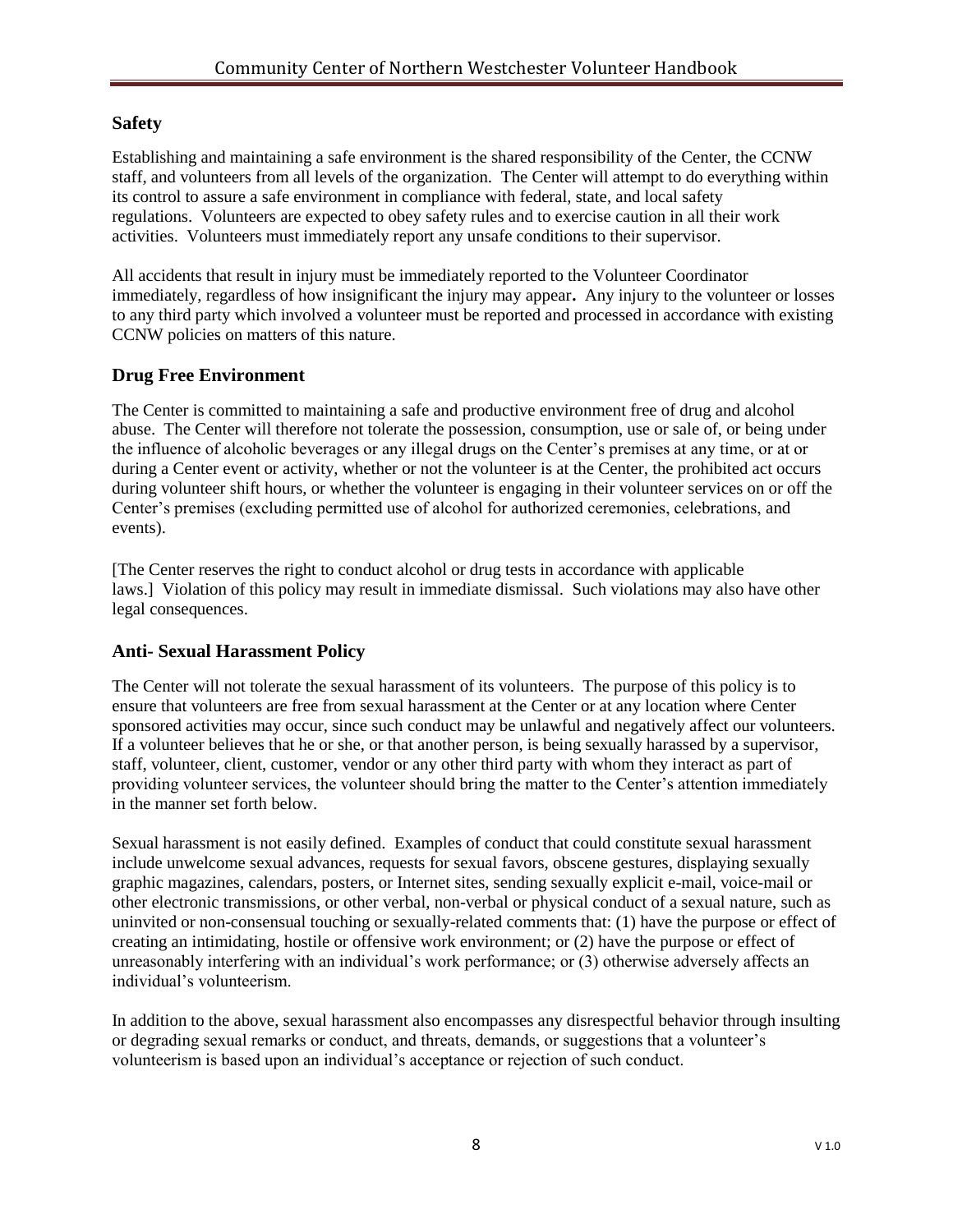## Safety

Establishing and maintaining a safe environment is the shared responsibility of the Center, the CCNW staff, and volunteers from all levels of the organization. The Center will attempt to do everything within its control to assure a safe environment in compliance with federal, state, and local safety regulations. Volunteers are expected to obey safety rules and to exercise caution in all their work activities. Volunteers must immediately report any unsafe conditions to their supervisor.

All accidents that result in injury must be immediately reported to the Volunteer Coordinator immediately, regardless of how insignificant the injury may appear**.** Any injury to the volunteer or losses to any third party which involved a volunteer must be reported and processed in accordance with existing CCNW policies on matters of this nature.

## Drug Free Environment

The Center is committed to maintaining a safe and productive environment free of drug and alcohol abuse. The Center will therefore not tolerate the possession, consumption, use or sale of, or being under the influence of alcoholic beverages or any illegal drugs on the Center's premises at any time, or at or during a Center event or activity, whether or not the volunteer is at the Center, the prohibited act occurs during volunteer shift hours, or whether the volunteer is engaging in their volunteer services on or off the Center's premises (excluding permitted use of alcohol for authorized ceremonies, celebrations, and events).

[The Center reserves the right to conduct alcohol or drug tests in accordance with applicable laws.] Violation of this policy may result in immediate dismissal. Such violations may also have other legal consequences.

## Anti- Sexual Harassment Policy

The Center will not tolerate the sexual harassment of its volunteers. The purpose of this policy is to ensure that volunteers are free from sexual harassment at the Center or at any location where Center sponsored activities may occur, since such conduct may be unlawful and negatively affect our volunteers. If a volunteer believes that he or she, or that another person, is being sexually harassed by a supervisor, staff, volunteer, client, customer, vendor or any other third party with whom they interact as part of providing volunteer services, the volunteer should bring the matter to the Center's attention immediately in the manner set forth below.

Sexual harassment is not easily defined. Examples of conduct that could constitute sexual harassment include unwelcome sexual advances, requests for sexual favors, obscene gestures, displaying sexually graphic magazines, calendars, posters, or Internet sites, sending sexually explicit e-mail, voice-mail or other electronic transmissions, or other verbal, non-verbal or physical conduct of a sexual nature, such as uninvited or non-consensual touching or sexually-related comments that: (1) have the purpose or effect of creating an intimidating, hostile or offensive work environment; or (2) have the purpose or effect of unreasonably interfering with an individual's work performance; or (3) otherwise adversely affects an individual's volunteerism.

In addition to the above, sexual harassment also encompasses any disrespectful behavior through insulting or degrading sexual remarks or conduct, and threats, demands, or suggestions that a volunteer's volunteerism is based upon an individual's acceptance or rejection of such conduct.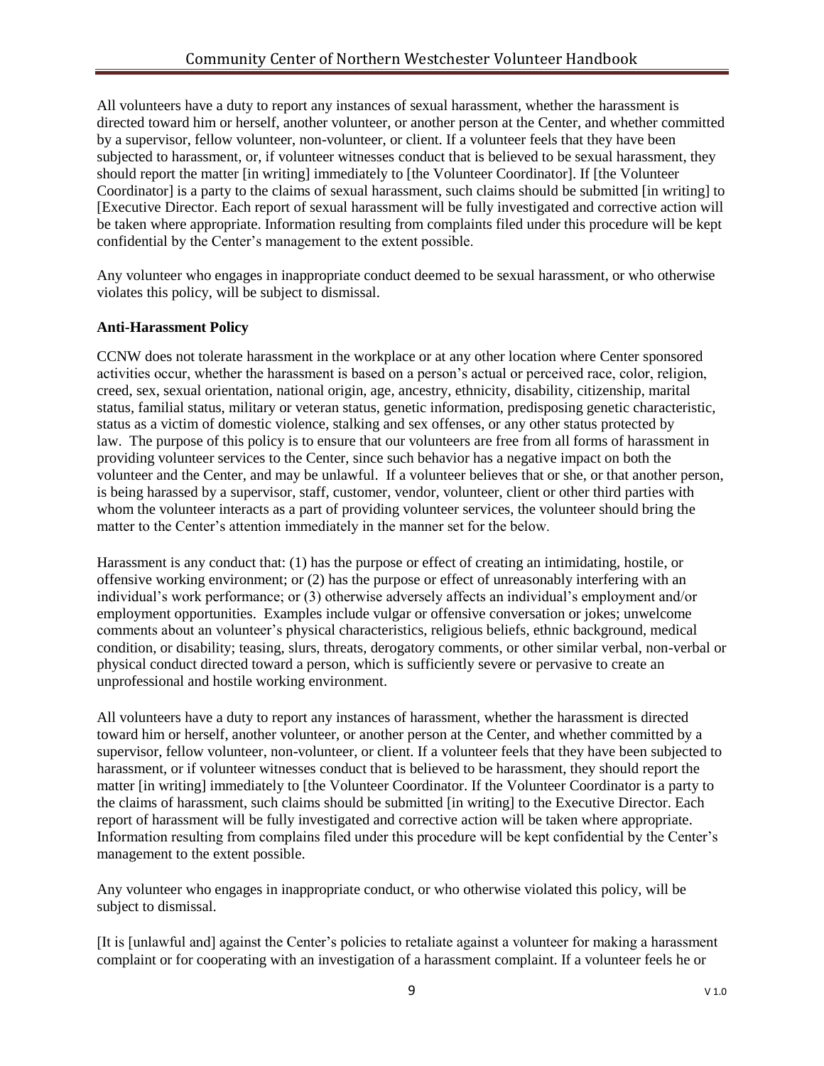All volunteers have a duty to report any instances of sexual harassment, whether the harassment is directed toward him or herself, another volunteer, or another person at the Center, and whether committed by a supervisor, fellow volunteer, non-volunteer, or client. If a volunteer feels that they have been subjected to harassment, or, if volunteer witnesses conduct that is believed to be sexual harassment, they should report the matter [in writing] immediately to [the Volunteer Coordinator]. If [the Volunteer Coordinator] is a party to the claims of sexual harassment, such claims should be submitted [in writing] to [Executive Director. Each report of sexual harassment will be fully investigated and corrective action will be taken where appropriate. Information resulting from complaints filed under this procedure will be kept confidential by the Center's management to the extent possible.

Any volunteer who engages in inappropriate conduct deemed to be sexual harassment, or who otherwise violates this policy, will be subject to dismissal.

**Anti-Harassment Policy**

CCNW does not tolerate harassment in the workplace or at any other location where Center sponsored activities occur, whether the harassment is based on a person's actual or perceived race, color, religion, creed, sex, sexual orientation, national origin, age, ancestry, ethnicity, disability, citizenship, marital status, familial status, military or veteran status, genetic information, predisposing genetic characteristic, status as a victim of domestic violence, stalking and sex offenses, or any other status protected by law. The purpose of this policy is to ensure that our volunteers are free from all forms of harassment in providing volunteer services to the Center, since such behavior has a negative impact on both the volunteer and the Center, and may be unlawful. If a volunteer believes that or she, or that another person, is being harassed by a supervisor, staff, customer, vendor, volunteer, client or other third parties with whom the volunteer interacts as a part of providing volunteer services, the volunteer should bring the matter to the Center's attention immediately in the manner set for the below.

Harassment is any conduct that: (1) has the purpose or effect of creating an intimidating, hostile, or offensive working environment; or (2) has the purpose or effect of unreasonably interfering with an individual's work performance; or (3) otherwise adversely affects an individual's employment and/or employment opportunities. Examples include vulgar or offensive conversation or jokes; unwelcome comments about an volunteer's physical characteristics, religious beliefs, ethnic background, medical condition, or disability; teasing, slurs, threats, derogatory comments, or other similar verbal, non-verbal or physical conduct directed toward a person, which is sufficiently severe or pervasive to create an unprofessional and hostile working environment.

All volunteers have a duty to report any instances of harassment, whether the harassment is directed toward him or herself, another volunteer, or another person at the Center, and whether committed by a supervisor, fellow volunteer, non-volunteer, or client. If a volunteer feels that they have been subjected to harassment, or if volunteer witnesses conduct that is believed to be harassment, they should report the matter [in writing] immediately to [the Volunteer Coordinator. If the Volunteer Coordinator is a party to the claims of harassment, such claims should be submitted [in writing] to the Executive Director. Each report of harassment will be fully investigated and corrective action will be taken where appropriate. Information resulting from complains filed under this procedure will be kept confidential by the Center's management to the extent possible.

Any volunteer who engages in inappropriate conduct, or who otherwise violated this policy, will be subject to dismissal.

[It is [unlawful and] against the Center's policies to retaliate against a volunteer for making a harassment complaint or for cooperating with an investigation of a harassment complaint. If a volunteer feels he or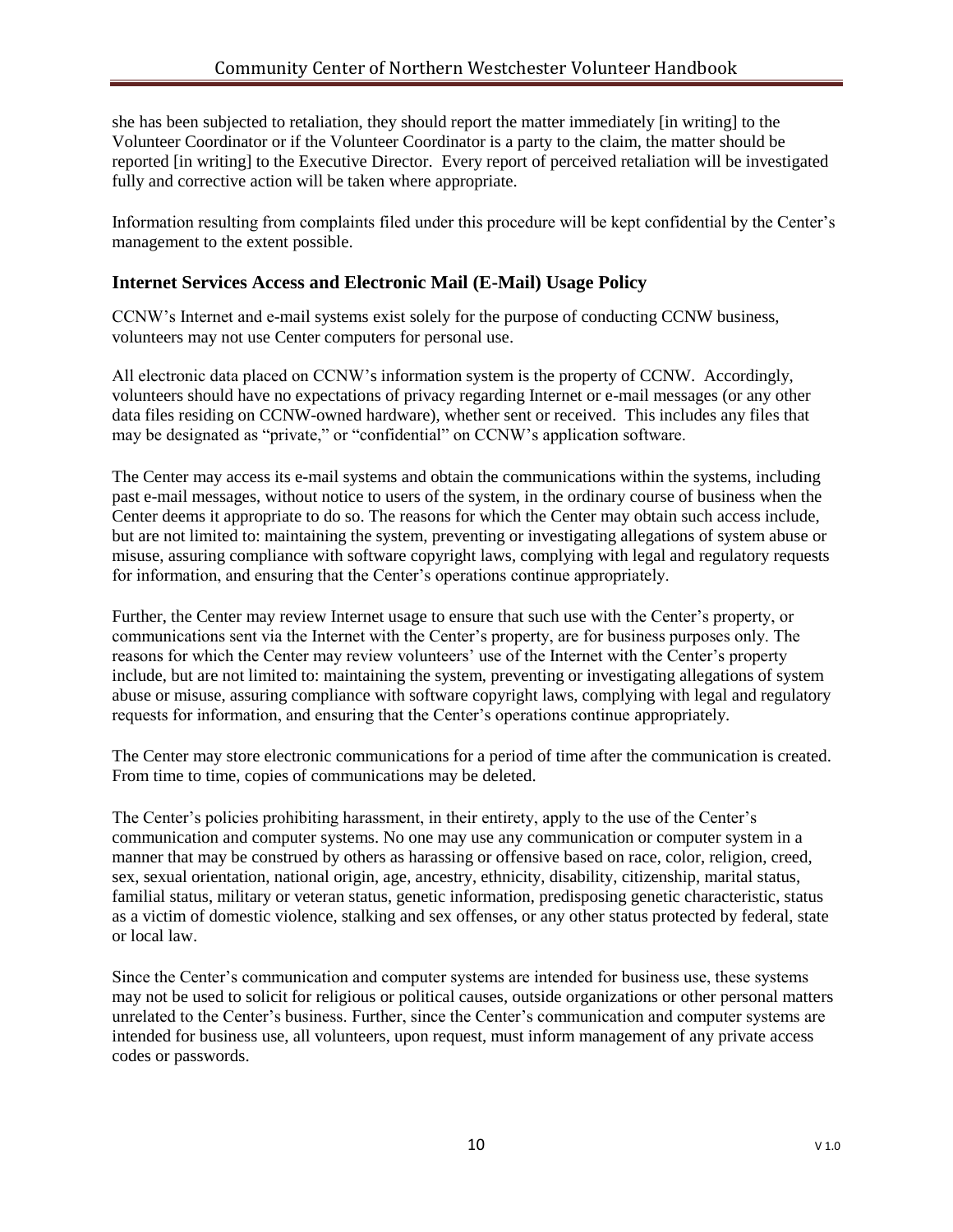she has been subjected to retaliation, they should report the matter immediately [in writing] to the Volunteer Coordinator or if the Volunteer Coordinator is a party to the claim, the matter should be reported [in writing] to the Executive Director. Every report of perceived retaliation will be investigated fully and corrective action will be taken where appropriate.

Information resulting from complaints filed under this procedure will be kept confidential by the Center's management to the extent possible.

## Internet Services Access and Electronic Mail (E-Mail) Usage Policy

CCNW's Internet and e-mail systems exist solely for the purpose of conducting CCNW business, volunteers may not use Center computers for personal use.

All electronic data placed on CCNW's information system is the property of CCNW. Accordingly, volunteers should have no expectations of privacy regarding Internet or e-mail messages (or any other data files residing on CCNW-owned hardware), whether sent or received. This includes any files that may be designated as "private," or "confidential" on CCNW's application software.

The Center may access its e-mail systems and obtain the communications within the systems, including past e-mail messages, without notice to users of the system, in the ordinary course of business when the Center deems it appropriate to do so. The reasons for which the Center may obtain such access include, but are not limited to: maintaining the system, preventing or investigating allegations of system abuse or misuse, assuring compliance with software copyright laws, complying with legal and regulatory requests for information, and ensuring that the Center's operations continue appropriately.

Further, the Center may review Internet usage to ensure that such use with the Center's property, or communications sent via the Internet with the Center's property, are for business purposes only. The reasons for which the Center may review volunteers' use of the Internet with the Center's property include, but are not limited to: maintaining the system, preventing or investigating allegations of system abuse or misuse, assuring compliance with software copyright laws, complying with legal and regulatory requests for information, and ensuring that the Center's operations continue appropriately.

The Center may store electronic communications for a period of time after the communication is created. From time to time, copies of communications may be deleted.

The Center's policies prohibiting harassment, in their entirety, apply to the use of the Center's communication and computer systems. No one may use any communication or computer system in a manner that may be construed by others as harassing or offensive based on race, color, religion, creed, sex, sexual orientation, national origin, age, ancestry, ethnicity, disability, citizenship, marital status, familial status, military or veteran status, genetic information, predisposing genetic characteristic, status as a victim of domestic violence, stalking and sex offenses, or any other status protected by federal, state or local law.

Since the Center's communication and computer systems are intended for business use, these systems may not be used to solicit for religious or political causes, outside organizations or other personal matters unrelated to the Center's business. Further, since the Center's communication and computer systems are intended for business use, all volunteers, upon request, must inform management of any private access codes or passwords.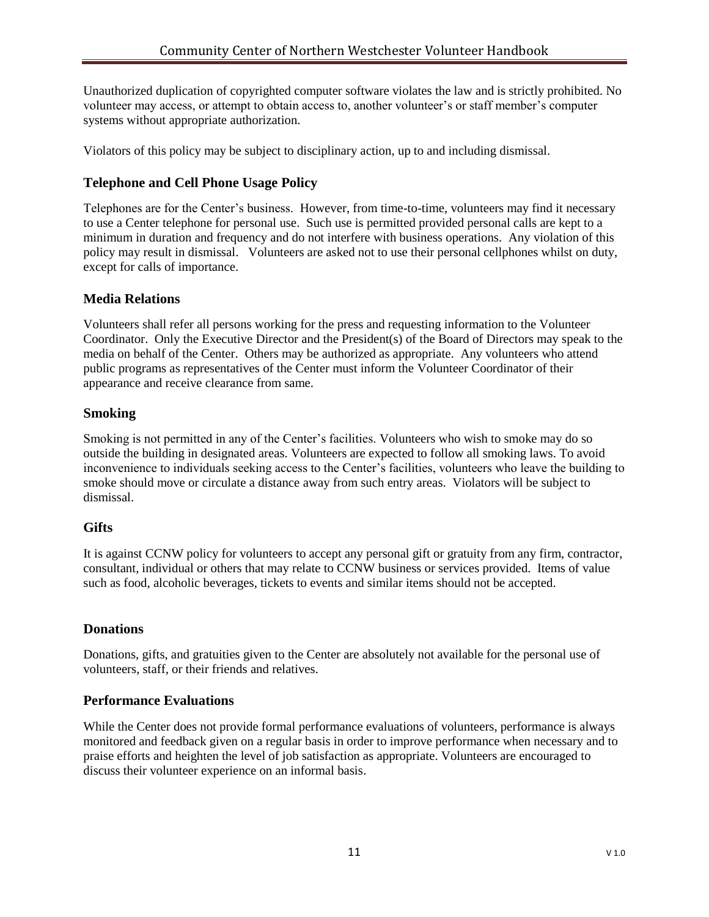Unauthorized duplication of copyrighted computer software violates the law and is strictly prohibited. No volunteer may access, or attempt to obtain access to, another volunteer's or staff member's computer systems without appropriate authorization.

Violators of this policy may be subject to disciplinary action, up to and including dismissal.

## Telephone and Cell Phone Usage Policy

Telephones are for the Center's business. However, from time-to-time, volunteers may find it necessary to use a Center telephone for personal use. Such use is permitted provided personal calls are kept to a minimum in duration and frequency and do not interfere with business operations. Any violation of this policy may result in dismissal. Volunteers are asked not to use their personal cellphones whilst on duty, except for calls of importance.

## Media Relations

Volunteers shall refer all persons working for the press and requesting information to the Volunteer Coordinator. Only the Executive Director and the President(s) of the Board of Directors may speak to the media on behalf of the Center. Others may be authorized as appropriate. Any volunteers who attend public programs as representatives of the Center must inform the Volunteer Coordinator of their appearance and receive clearance from same.

## Smoking

Smoking is not permitted in any of the Center's facilities. Volunteers who wish to smoke may do so outside the building in designated areas. Volunteers are expected to follow all smoking laws. To avoid inconvenience to individuals seeking access to the Center's facilities, volunteers who leave the building to smoke should move or circulate a distance away from such entry areas. Violators will be subject to dismissal.

## Gifts

It is against CCNW policy for volunteers to accept any personal gift or gratuity from any firm, contractor, consultant, individual or others that may relate to CCNW business or services provided. Items of value such as food, alcoholic beverages, tickets to events and similar items should not be accepted.

## Donations

Donations, gifts, and gratuities given to the Center are absolutely not available for the personal use of volunteers, staff, or their friends and relatives.

## Performance Evaluations

While the Center does not provide formal performance evaluations of volunteers, performance is always monitored and feedback given on a regular basis in order to improve performance when necessary and to praise efforts and heighten the level of job satisfaction as appropriate. Volunteers are encouraged to discuss their volunteer experience on an informal basis.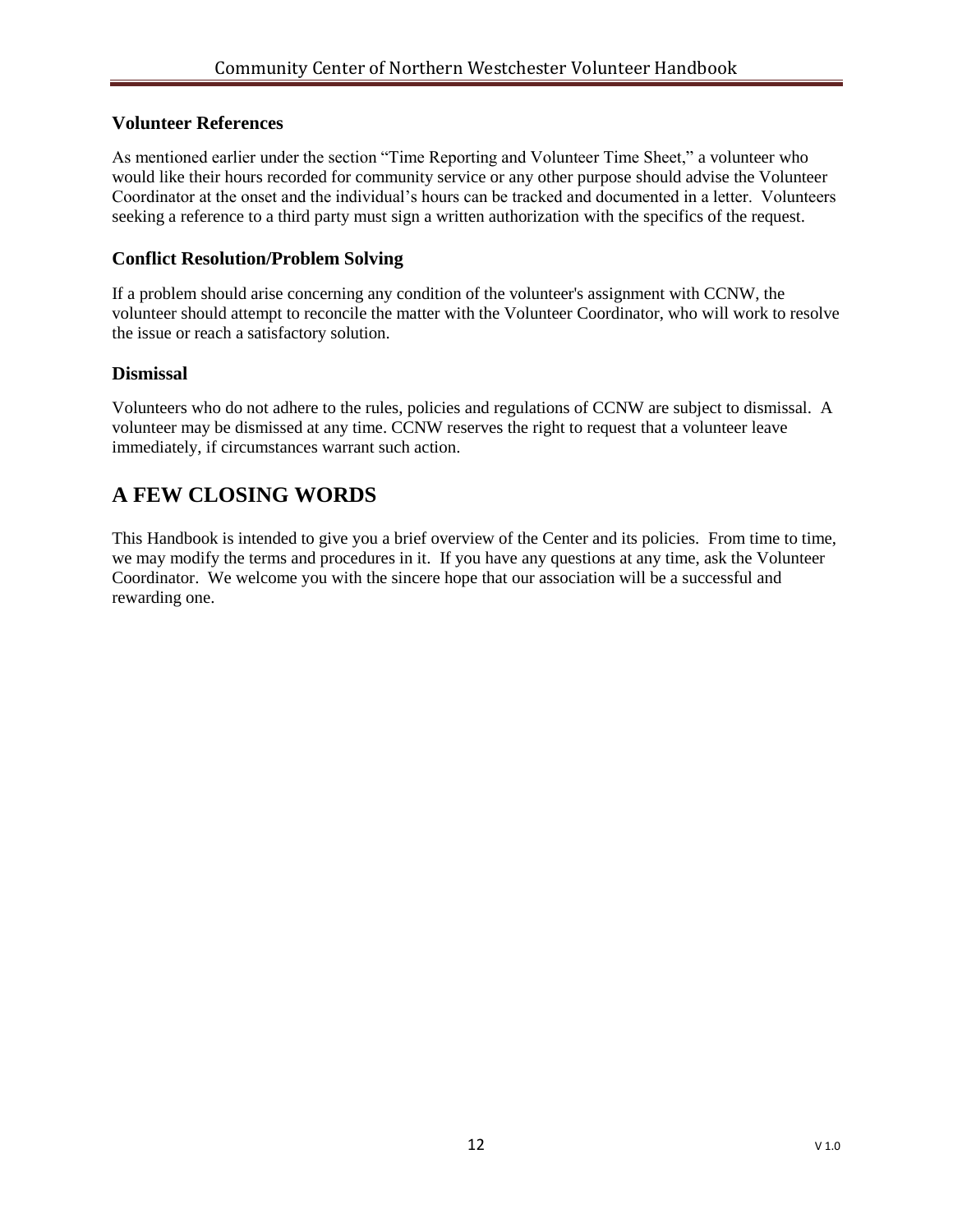### Volunteer References

As mentioned earlier under the section "Time Reporting and Volunteer Time Sheet," a volunteer who would like their hours recorded for community service or any other purpose should advise the Volunteer Coordinator at the onset and the individual's hours can be tracked and documented in a letter. Volunteers seeking a reference to a third party must sign a written authorization with the specifics of the request.

### Conflict Resolution/Problem Solving

If a problem should arise concerning any condition of the volunteer's assignment with CCNW, the volunteer should attempt to reconcile the matter with the Volunteer Coordinator, who will work to resolve the issue or reach a satisfactory solution.

### Dismissal

Volunteers who do not adhere to the rules, policies and regulations of CCNW are subject to dismissal. A volunteer may be dismissed at any time. CCNW reserves the right to request that a volunteer leave immediately, if circumstances warrant such action.

## A FEW CLOSING WORDS

This Handbook is intended to give you a brief overview of the Center and its policies. From time to time, we may modify the terms and procedures in it. If you have any questions at any time, ask the Volunteer Coordinator. We welcome you with the sincere hope that our association will be a successful and rewarding one.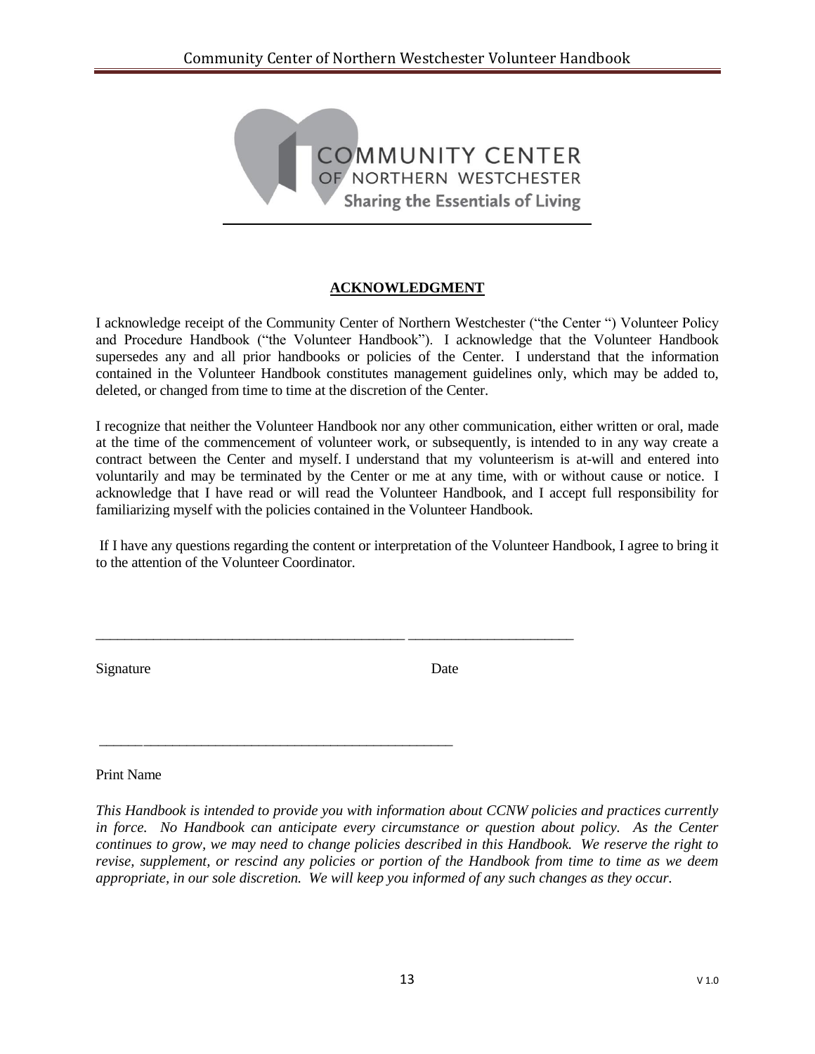COMMUNITY CENTER
OF NORTHERN WESTCHESTER
Sharing the Essentials of Living

## ACKNOWLEDGMENT

I acknowledge receipt of the Community Center of Northern Westchester ("the Center ") Volunteer Policy and Procedure Handbook ("the Volunteer Handbook"). I acknowledge that the Volunteer Handbook supersedes any and all prior handbooks or policies of the Center. I understand that the information contained in the Volunteer Handbook constitutes management guidelines only, which may be added to, deleted, or changed from time to time at the discretion of the Center.

I recognize that neither the Volunteer Handbook nor any other communication, either written or oral, made at the time of the commencement of volunteer work, or subsequently, is intended to in any way create a contract between the Center and myself. I understand that my volunteerism is at-will and entered into voluntarily and may be terminated by the Center or me at any time, with or without cause or notice. I acknowledge that I have read or will read the Volunteer Handbook, and I accept full responsibility for familiarizing myself with the policies contained in the Volunteer Handbook.

If I have any questions regarding the content or interpretation of the Volunteer Handbook, I agree to bring it to the attention of the Volunteer Coordinator.

_____________________________________________ ________________________

Signature Date

_____________________________________________

Print Name

*This Handbook is intended to provide you with information about CCNW policies and practices currently in force. No Handbook can anticipate every circumstance or question about policy. As the Center continues to grow, we may need to change policies described in this Handbook. We reserve the right to revise, supplement, or rescind any policies or portion of the Handbook from time to time as we deem appropriate, in our sole discretion. We will keep you informed of any such changes as they occur.*